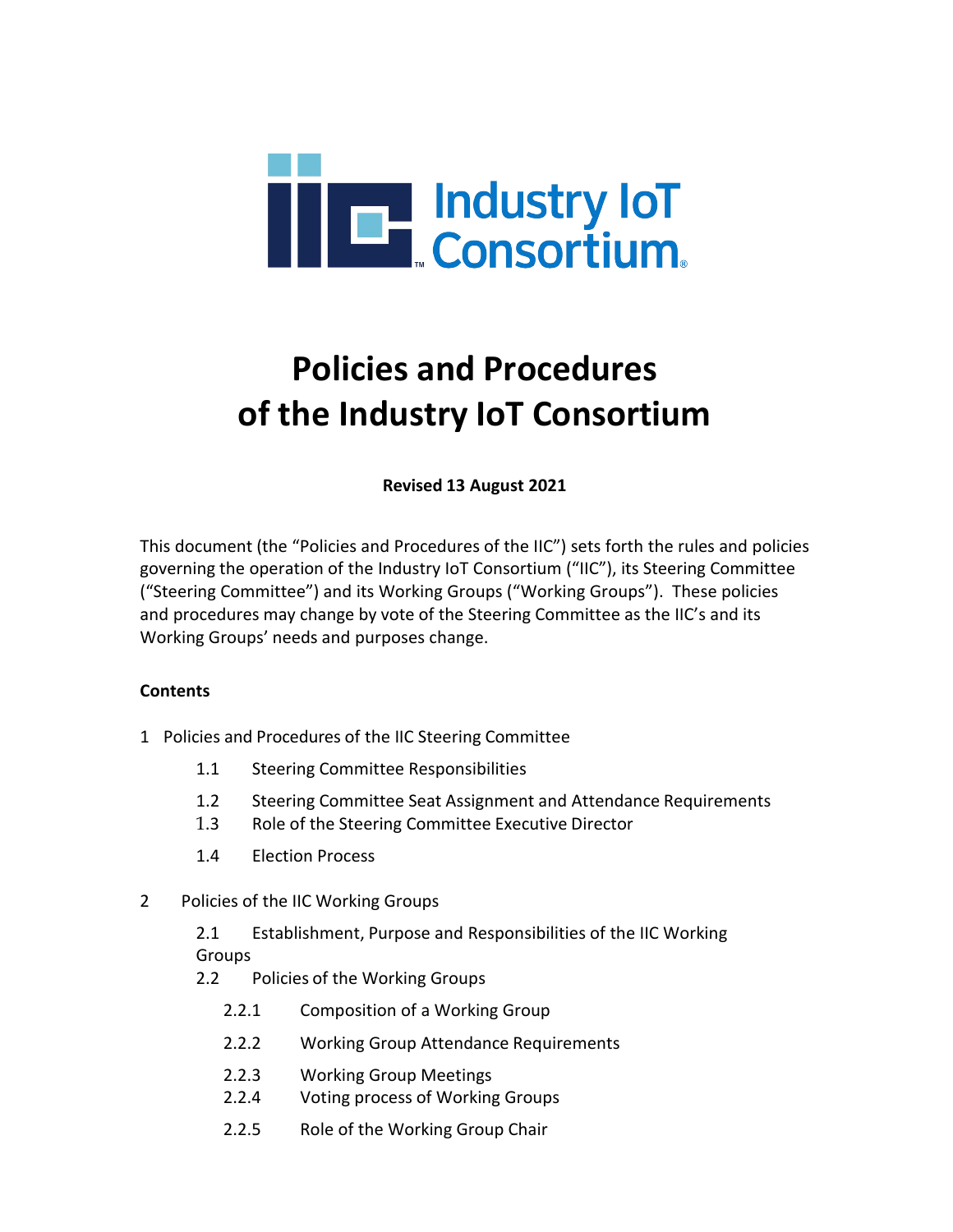# Policies and Procedures of the Industry IoT Consortium

**Revised 13 August 2021**

This document (the "Policies and Procedures of the IIC") sets forth the rules and policies governing the operation of the Industry IoT Consortium ("IIC"), its Steering Committee ("Steering Committee") and its Working Groups ("Working Groups"). These policies and procedures may change by vote of the Steering Committee as the IIC's and its Working Groups' needs and purposes change.

**Contents**

1 Policies and Procedures of the IIC Steering Committee

- 1.1 Steering Committee Responsibilities
- 1.2 Steering Committee Seat Assignment and Attendance Requirements
- 1.3 Role of the Steering Committee Executive Director
- 1.4 Election Process

2 Policies of the IIC Working Groups

- 2.1 Establishment, Purpose and Responsibilities of the IIC Working Groups
- 2.2 Policies of the Working Groups
  - 2.2.1 Composition of a Working Group
  - 2.2.2 Working Group Attendance Requirements
  - 2.2.3 Working Group Meetings
  - 2.2.4 Voting process of Working Groups
  - 2.2.5 Role of the Working Group Chair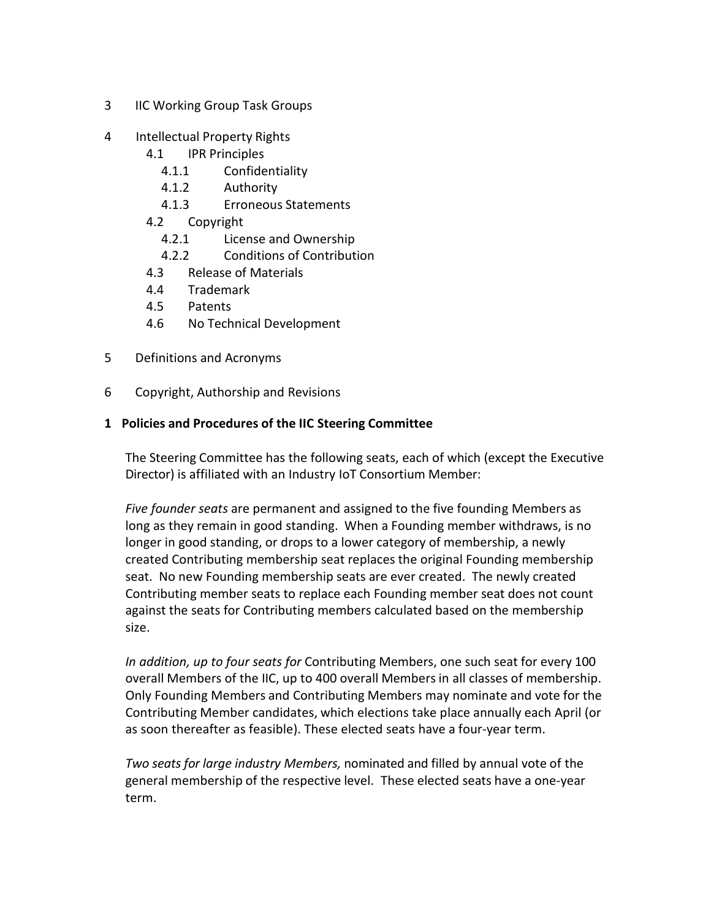3 IIC Working Group Task Groups

4 Intellectual Property Rights
  - 4.1 IPR Principles
    - 4.1.1 Confidentiality
    - 4.1.2 Authority
    - 4.1.3 Erroneous Statements
  - 4.2 Copyright
    - 4.2.1 License and Ownership
    - 4.2.2 Conditions of Contribution
  - 4.3 Release of Materials
  - 4.4 Trademark
  - 4.5 Patents
  - 4.6 No Technical Development

5 Definitions and Acronyms

6 Copyright, Authorship and Revisions

# 1 Policies and Procedures of the IIC Steering Committee

The Steering Committee has the following seats, each of which (except the Executive Director) is affiliated with an Industry IoT Consortium Member:

*Five founder seats* are permanent and assigned to the five founding Members as long as they remain in good standing. When a Founding member withdraws, is no longer in good standing, or drops to a lower category of membership, a newly created Contributing membership seat replaces the original Founding membership seat. No new Founding membership seats are ever created. The newly created Contributing member seats to replace each Founding member seat does not count against the seats for Contributing members calculated based on the membership size.

*In addition, up to four seats for* Contributing Members, one such seat for every 100 overall Members of the IIC, up to 400 overall Members in all classes of membership. Only Founding Members and Contributing Members may nominate and vote for the Contributing Member candidates, which elections take place annually each April (or as soon thereafter as feasible). These elected seats have a four-year term.

*Two seats for large industry Members,* nominated and filled by annual vote of the general membership of the respective level. These elected seats have a one-year term.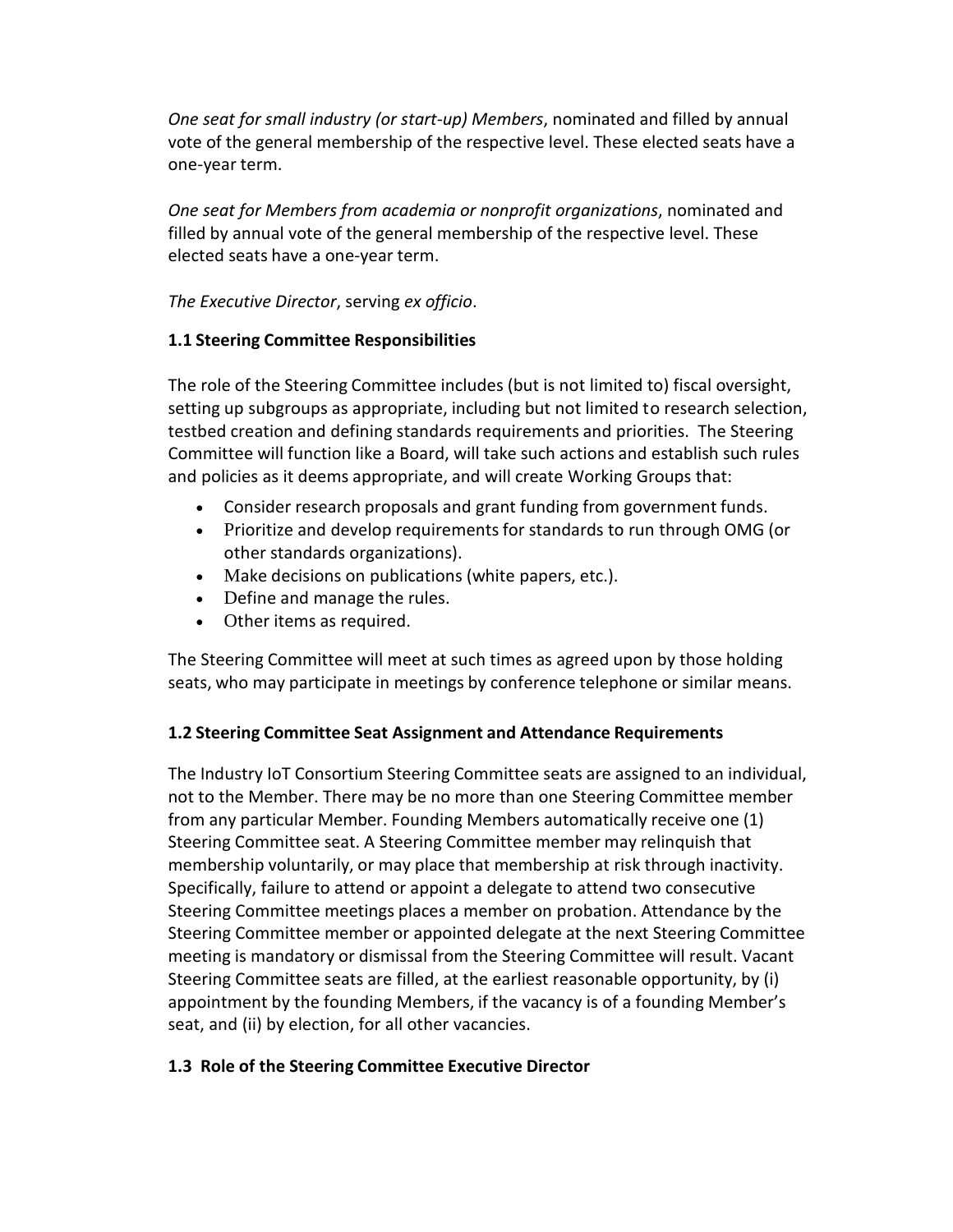*One seat for small industry (or start-up) Members*, nominated and filled by annual vote of the general membership of the respective level. These elected seats have a one-year term.

*One seat for Members from academia or nonprofit organizations*, nominated and filled by annual vote of the general membership of the respective level. These elected seats have a one-year term.

*The Executive Director*, serving *ex officio*.

### 1.1 Steering Committee Responsibilities

The role of the Steering Committee includes (but is not limited to) fiscal oversight, setting up subgroups as appropriate, including but not limited to research selection, testbed creation and defining standards requirements and priorities. The Steering Committee will function like a Board, will take such actions and establish such rules and policies as it deems appropriate, and will create Working Groups that:

- Consider research proposals and grant funding from government funds.
- Prioritize and develop requirements for standards to run through OMG (or other standards organizations).
- Make decisions on publications (white papers, etc.).
- Define and manage the rules.
- Other items as required.

The Steering Committee will meet at such times as agreed upon by those holding seats, who may participate in meetings by conference telephone or similar means.

### 1.2 Steering Committee Seat Assignment and Attendance Requirements

The Industry IoT Consortium Steering Committee seats are assigned to an individual, not to the Member. There may be no more than one Steering Committee member from any particular Member. Founding Members automatically receive one (1) Steering Committee seat. A Steering Committee member may relinquish that membership voluntarily, or may place that membership at risk through inactivity. Specifically, failure to attend or appoint a delegate to attend two consecutive Steering Committee meetings places a member on probation. Attendance by the Steering Committee member or appointed delegate at the next Steering Committee meeting is mandatory or dismissal from the Steering Committee will result. Vacant Steering Committee seats are filled, at the earliest reasonable opportunity, by (i) appointment by the founding Members, if the vacancy is of a founding Member's seat, and (ii) by election, for all other vacancies.

### 1.3 Role of the Steering Committee Executive Director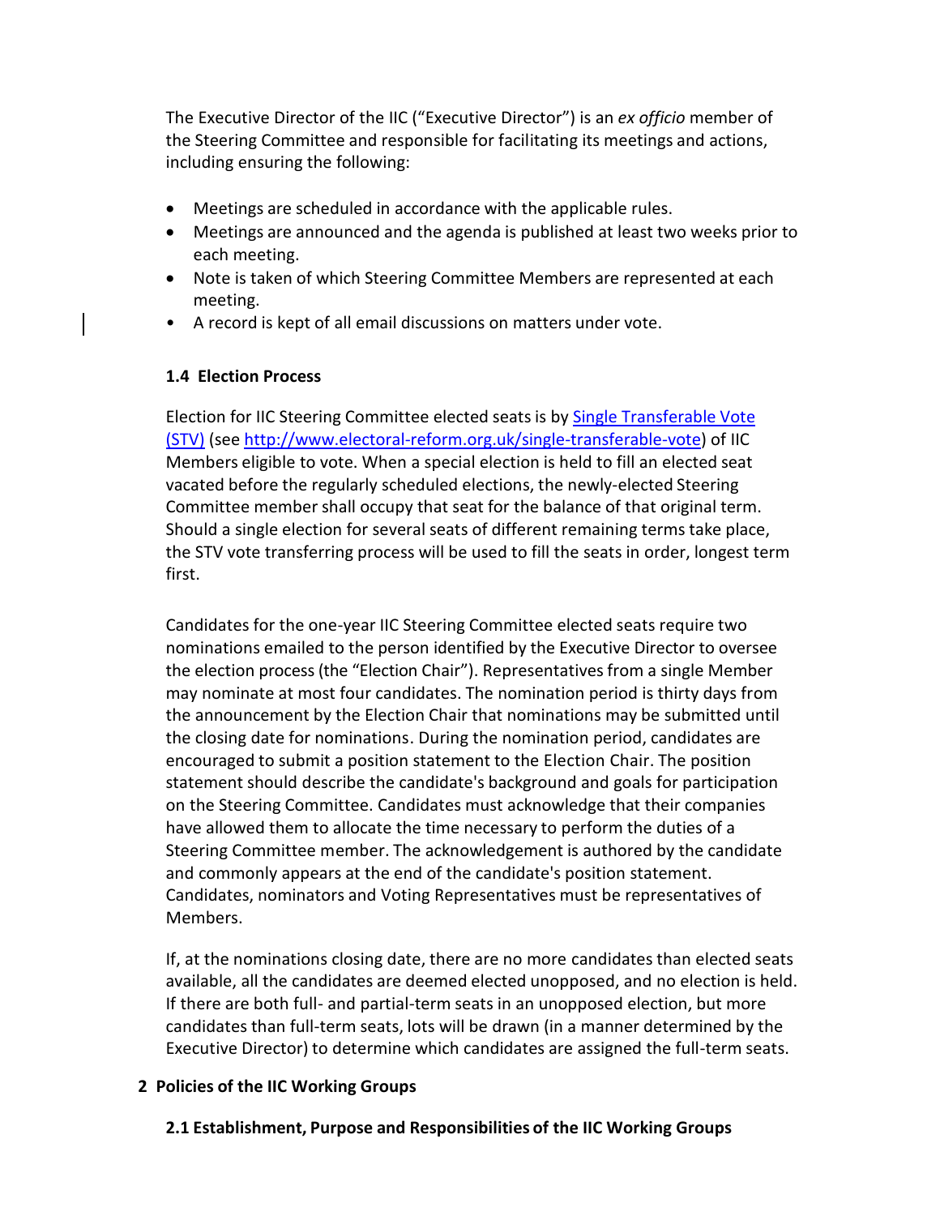The Executive Director of the IIC ("Executive Director") is an *ex officio* member of the Steering Committee and responsible for facilitating its meetings and actions, including ensuring the following:

- Meetings are scheduled in accordance with the applicable rules.
- Meetings are announced and the agenda is published at least two weeks prior to each meeting.
- Note is taken of which Steering Committee Members are represented at each meeting.
- A record is kept of all email discussions on matters under vote.

### 1.4 Election Process

Election for IIC Steering Committee elected seats is by [Single Transferable Vote (STV)](http://www.electoral-reform.org.uk/single-transferable-vote) (see http://www.electoral-reform.org.uk/single-transferable-vote) of IIC Members eligible to vote. When a special election is held to fill an elected seat vacated before the regularly scheduled elections, the newly-elected Steering Committee member shall occupy that seat for the balance of that original term. Should a single election for several seats of different remaining terms take place, the STV vote transferring process will be used to fill the seats in order, longest term first.

Candidates for the one-year IIC Steering Committee elected seats require two nominations emailed to the person identified by the Executive Director to oversee the election process (the "Election Chair"). Representatives from a single Member may nominate at most four candidates. The nomination period is thirty days from the announcement by the Election Chair that nominations may be submitted until the closing date for nominations. During the nomination period, candidates are encouraged to submit a position statement to the Election Chair. The position statement should describe the candidate's background and goals for participation on the Steering Committee. Candidates must acknowledge that their companies have allowed them to allocate the time necessary to perform the duties of a Steering Committee member. The acknowledgement is authored by the candidate and commonly appears at the end of the candidate's position statement. Candidates, nominators and Voting Representatives must be representatives of Members.

If, at the nominations closing date, there are no more candidates than elected seats available, all the candidates are deemed elected unopposed, and no election is held. If there are both full- and partial-term seats in an unopposed election, but more candidates than full-term seats, lots will be drawn (in a manner determined by the Executive Director) to determine which candidates are assigned the full-term seats.

## 2 Policies of the IIC Working Groups

### 2.1 Establishment, Purpose and Responsibilities of the IIC Working Groups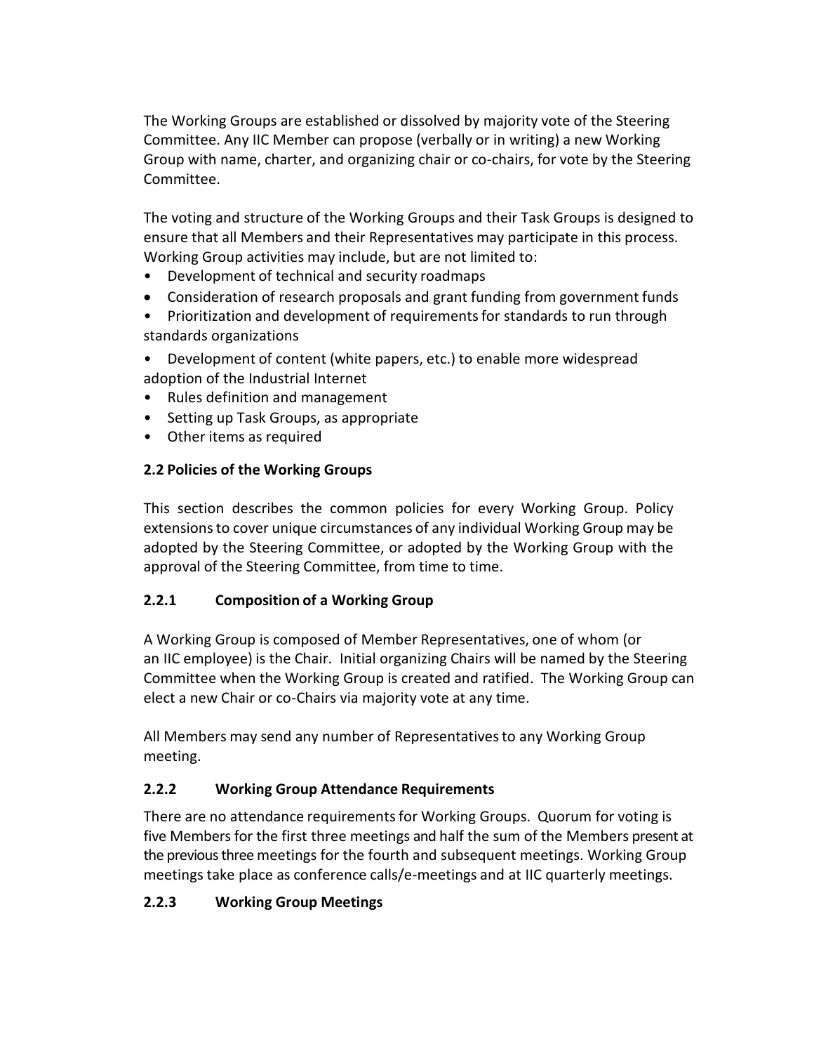The Working Groups are established or dissolved by majority vote of the Steering Committee. Any IIC Member can propose (verbally or in writing) a new Working Group with name, charter, and organizing chair or co-chairs, for vote by the Steering Committee.

The voting and structure of the Working Groups and their Task Groups is designed to ensure that all Members and their Representatives may participate in this process. Working Group activities may include, but are not limited to:

- Development of technical and security roadmaps
- Consideration of research proposals and grant funding from government funds
- Prioritization and development of requirements for standards to run through standards organizations
- Development of content (white papers, etc.) to enable more widespread adoption of the Industrial Internet
- Rules definition and management
- Setting up Task Groups, as appropriate
- Other items as required

### 2.2 Policies of the Working Groups

This section describes the common policies for every Working Group. Policy extensions to cover unique circumstances of any individual Working Group may be adopted by the Steering Committee, or adopted by the Working Group with the approval of the Steering Committee, from time to time.

#### 2.2.1 Composition of a Working Group

A Working Group is composed of Member Representatives, one of whom (or an IIC employee) is the Chair. Initial organizing Chairs will be named by the Steering Committee when the Working Group is created and ratified. The Working Group can elect a new Chair or co-Chairs via majority vote at any time.

All Members may send any number of Representatives to any Working Group meeting.

#### 2.2.2 Working Group Attendance Requirements

There are no attendance requirements for Working Groups. Quorum for voting is five Members for the first three meetings and half the sum of the Members present at the previous three meetings for the fourth and subsequent meetings. Working Group meetings take place as conference calls/e-meetings and at IIC quarterly meetings.

#### 2.2.3 Working Group Meetings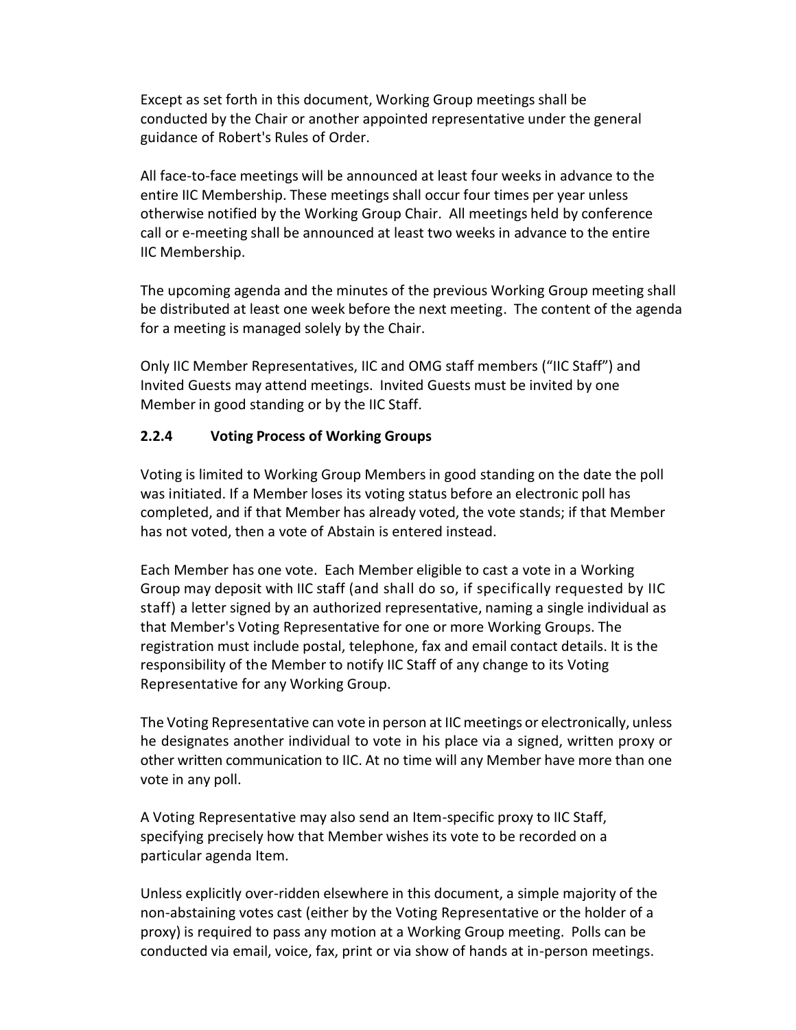Except as set forth in this document, Working Group meetings shall be conducted by the Chair or another appointed representative under the general guidance of Robert's Rules of Order.

All face-to-face meetings will be announced at least four weeks in advance to the entire IIC Membership. These meetings shall occur four times per year unless otherwise notified by the Working Group Chair. All meetings held by conference call or e-meeting shall be announced at least two weeks in advance to the entire IIC Membership.

The upcoming agenda and the minutes of the previous Working Group meeting shall be distributed at least one week before the next meeting. The content of the agenda for a meeting is managed solely by the Chair.

Only IIC Member Representatives, IIC and OMG staff members ("IIC Staff") and Invited Guests may attend meetings. Invited Guests must be invited by one Member in good standing or by the IIC Staff.

### 2.2.4 Voting Process of Working Groups

Voting is limited to Working Group Members in good standing on the date the poll was initiated. If a Member loses its voting status before an electronic poll has completed, and if that Member has already voted, the vote stands; if that Member has not voted, then a vote of Abstain is entered instead.

Each Member has one vote. Each Member eligible to cast a vote in a Working Group may deposit with IIC staff (and shall do so, if specifically requested by IIC staff) a letter signed by an authorized representative, naming a single individual as that Member's Voting Representative for one or more Working Groups. The registration must include postal, telephone, fax and email contact details. It is the responsibility of the Member to notify IIC Staff of any change to its Voting Representative for any Working Group.

The Voting Representative can vote in person at IIC meetings or electronically, unless he designates another individual to vote in his place via a signed, written proxy or other written communication to IIC. At no time will any Member have more than one vote in any poll.

A Voting Representative may also send an Item-specific proxy to IIC Staff, specifying precisely how that Member wishes its vote to be recorded on a particular agenda Item.

Unless explicitly over-ridden elsewhere in this document, a simple majority of the non-abstaining votes cast (either by the Voting Representative or the holder of a proxy) is required to pass any motion at a Working Group meeting. Polls can be conducted via email, voice, fax, print or via show of hands at in-person meetings.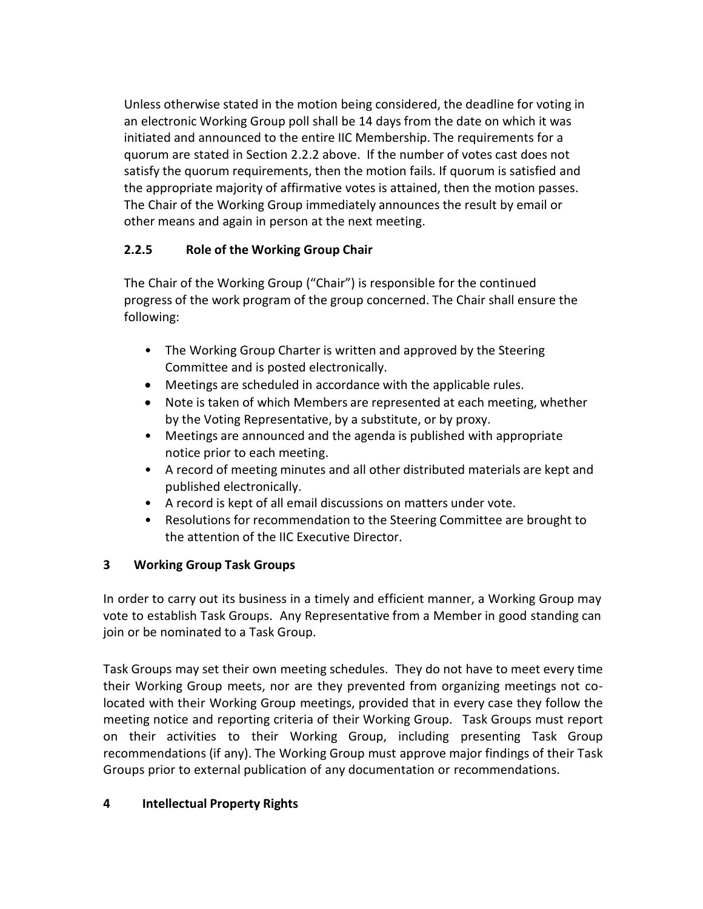Unless otherwise stated in the motion being considered, the deadline for voting in an electronic Working Group poll shall be 14 days from the date on which it was initiated and announced to the entire IIC Membership. The requirements for a quorum are stated in Section 2.2.2 above. If the number of votes cast does not satisfy the quorum requirements, then the motion fails. If quorum is satisfied and the appropriate majority of affirmative votes is attained, then the motion passes. The Chair of the Working Group immediately announces the result by email or other means and again in person at the next meeting.

### 2.2.5 Role of the Working Group Chair

The Chair of the Working Group ("Chair") is responsible for the continued progress of the work program of the group concerned. The Chair shall ensure the following:

- The Working Group Charter is written and approved by the Steering Committee and is posted electronically.
- Meetings are scheduled in accordance with the applicable rules.
- Note is taken of which Members are represented at each meeting, whether by the Voting Representative, by a substitute, or by proxy.
- Meetings are announced and the agenda is published with appropriate notice prior to each meeting.
- A record of meeting minutes and all other distributed materials are kept and published electronically.
- A record is kept of all email discussions on matters under vote.
- Resolutions for recommendation to the Steering Committee are brought to the attention of the IIC Executive Director.

## 3 Working Group Task Groups

In order to carry out its business in a timely and efficient manner, a Working Group may vote to establish Task Groups. Any Representative from a Member in good standing can join or be nominated to a Task Group.

Task Groups may set their own meeting schedules. They do not have to meet every time their Working Group meets, nor are they prevented from organizing meetings not co-located with their Working Group meetings, provided that in every case they follow the meeting notice and reporting criteria of their Working Group. Task Groups must report on their activities to their Working Group, including presenting Task Group recommendations (if any). The Working Group must approve major findings of their Task Groups prior to external publication of any documentation or recommendations.

## 4 Intellectual Property Rights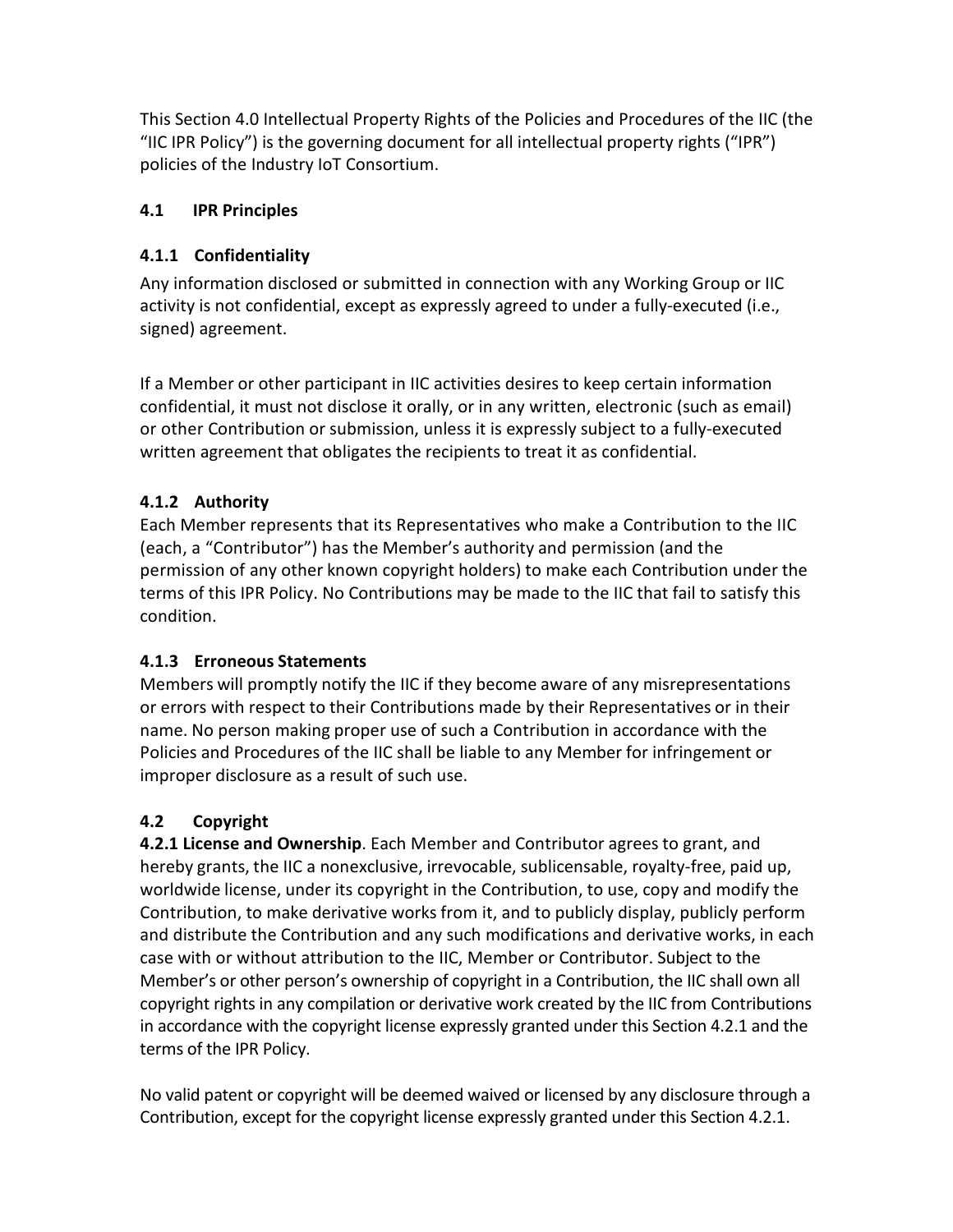This Section 4.0 Intellectual Property Rights of the Policies and Procedures of the IIC (the "IIC IPR Policy") is the governing document for all intellectual property rights ("IPR") policies of the Industry IoT Consortium.

## 4.1 IPR Principles

### 4.1.1 Confidentiality

Any information disclosed or submitted in connection with any Working Group or IIC activity is not confidential, except as expressly agreed to under a fully-executed (i.e., signed) agreement.

If a Member or other participant in IIC activities desires to keep certain information confidential, it must not disclose it orally, or in any written, electronic (such as email) or other Contribution or submission, unless it is expressly subject to a fully-executed written agreement that obligates the recipients to treat it as confidential.

### 4.1.2 Authority

Each Member represents that its Representatives who make a Contribution to the IIC (each, a "Contributor") has the Member's authority and permission (and the permission of any other known copyright holders) to make each Contribution under the terms of this IPR Policy. No Contributions may be made to the IIC that fail to satisfy this condition.

### 4.1.3 Erroneous Statements

Members will promptly notify the IIC if they become aware of any misrepresentations or errors with respect to their Contributions made by their Representatives or in their name. No person making proper use of such a Contribution in accordance with the Policies and Procedures of the IIC shall be liable to any Member for infringement or improper disclosure as a result of such use.

## 4.2 Copyright

**4.2.1 License and Ownership**. Each Member and Contributor agrees to grant, and hereby grants, the IIC a nonexclusive, irrevocable, sublicensable, royalty-free, paid up, worldwide license, under its copyright in the Contribution, to use, copy and modify the Contribution, to make derivative works from it, and to publicly display, publicly perform and distribute the Contribution and any such modifications and derivative works, in each case with or without attribution to the IIC, Member or Contributor. Subject to the Member's or other person's ownership of copyright in a Contribution, the IIC shall own all copyright rights in any compilation or derivative work created by the IIC from Contributions in accordance with the copyright license expressly granted under this Section 4.2.1 and the terms of the IPR Policy.

No valid patent or copyright will be deemed waived or licensed by any disclosure through a Contribution, except for the copyright license expressly granted under this Section 4.2.1.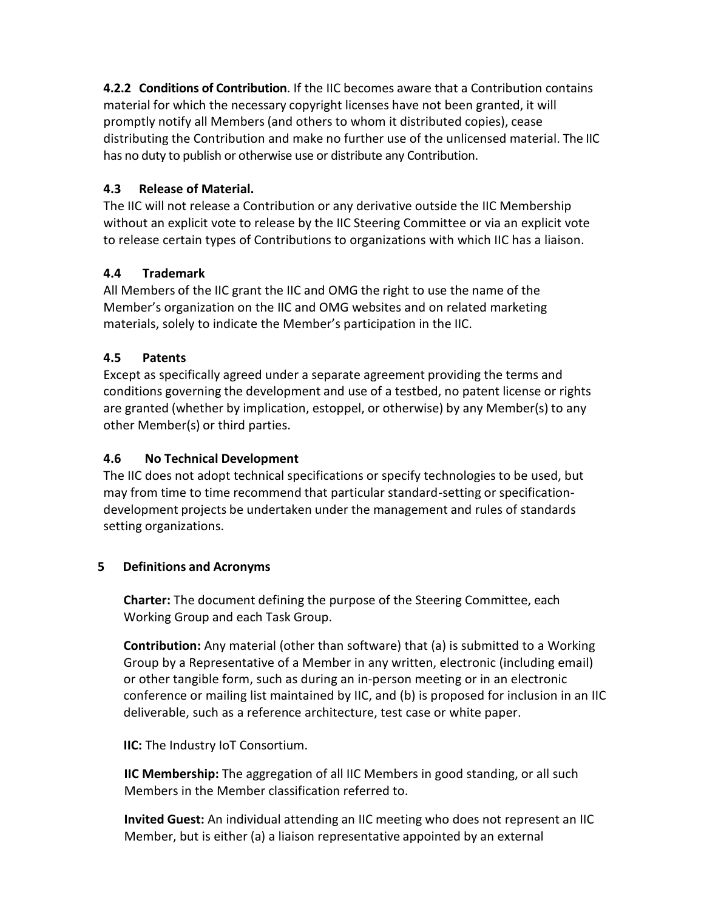**4.2.2 Conditions of Contribution**. If the IIC becomes aware that a Contribution contains material for which the necessary copyright licenses have not been granted, it will promptly notify all Members (and others to whom it distributed copies), cease distributing the Contribution and make no further use of the unlicensed material. The IIC has no duty to publish or otherwise use or distribute any Contribution.

### 4.3 Release of Material.

The IIC will not release a Contribution or any derivative outside the IIC Membership without an explicit vote to release by the IIC Steering Committee or via an explicit vote to release certain types of Contributions to organizations with which IIC has a liaison.

### 4.4 Trademark

All Members of the IIC grant the IIC and OMG the right to use the name of the Member's organization on the IIC and OMG websites and on related marketing materials, solely to indicate the Member's participation in the IIC.

### 4.5 Patents

Except as specifically agreed under a separate agreement providing the terms and conditions governing the development and use of a testbed, no patent license or rights are granted (whether by implication, estoppel, or otherwise) by any Member(s) to any other Member(s) or third parties.

### 4.6 No Technical Development

The IIC does not adopt technical specifications or specify technologies to be used, but may from time to time recommend that particular standard-setting or specification-development projects be undertaken under the management and rules of standards setting organizations.

## 5 Definitions and Acronyms

**Charter:** The document defining the purpose of the Steering Committee, each Working Group and each Task Group.

**Contribution:** Any material (other than software) that (a) is submitted to a Working Group by a Representative of a Member in any written, electronic (including email) or other tangible form, such as during an in-person meeting or in an electronic conference or mailing list maintained by IIC, and (b) is proposed for inclusion in an IIC deliverable, such as a reference architecture, test case or white paper.

**IIC:** The Industry IoT Consortium.

**IIC Membership:** The aggregation of all IIC Members in good standing, or all such Members in the Member classification referred to.

**Invited Guest:** An individual attending an IIC meeting who does not represent an IIC Member, but is either (a) a liaison representative appointed by an external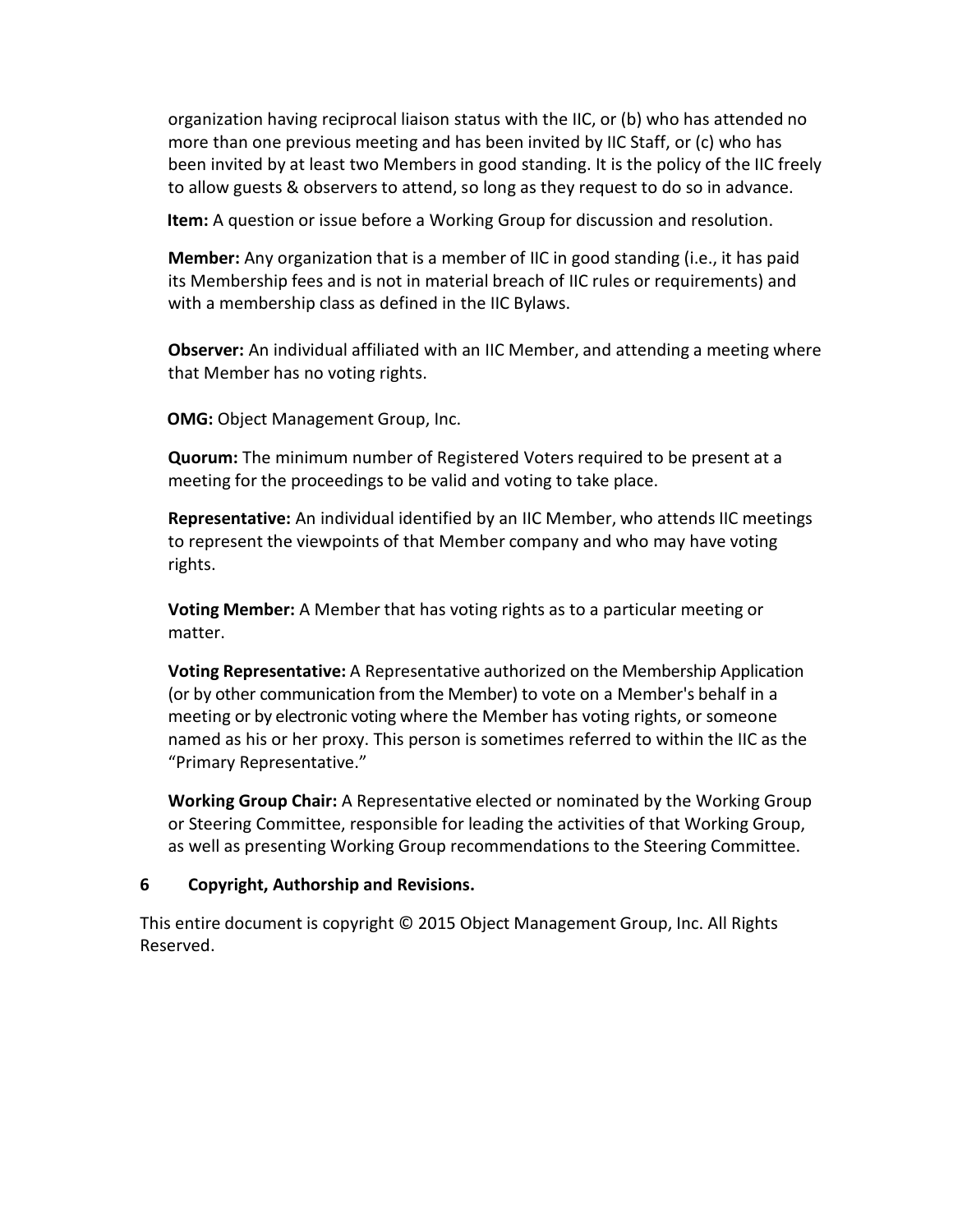organization having reciprocal liaison status with the IIC, or (b) who has attended no more than one previous meeting and has been invited by IIC Staff, or (c) who has been invited by at least two Members in good standing. It is the policy of the IIC freely to allow guests & observers to attend, so long as they request to do so in advance.

**Item:** A question or issue before a Working Group for discussion and resolution.

**Member:** Any organization that is a member of IIC in good standing (i.e., it has paid its Membership fees and is not in material breach of IIC rules or requirements) and with a membership class as defined in the IIC Bylaws.

**Observer:** An individual affiliated with an IIC Member, and attending a meeting where that Member has no voting rights.

**OMG:** Object Management Group, Inc.

**Quorum:** The minimum number of Registered Voters required to be present at a meeting for the proceedings to be valid and voting to take place.

**Representative:** An individual identified by an IIC Member, who attends IIC meetings to represent the viewpoints of that Member company and who may have voting rights.

**Voting Member:** A Member that has voting rights as to a particular meeting or matter.

**Voting Representative:** A Representative authorized on the Membership Application (or by other communication from the Member) to vote on a Member's behalf in a meeting or by electronic voting where the Member has voting rights, or someone named as his or her proxy. This person is sometimes referred to within the IIC as the "Primary Representative."

**Working Group Chair:** A Representative elected or nominated by the Working Group or Steering Committee, responsible for leading the activities of that Working Group, as well as presenting Working Group recommendations to the Steering Committee.

## 6 Copyright, Authorship and Revisions.

This entire document is copyright © 2015 Object Management Group, Inc. All Rights Reserved.